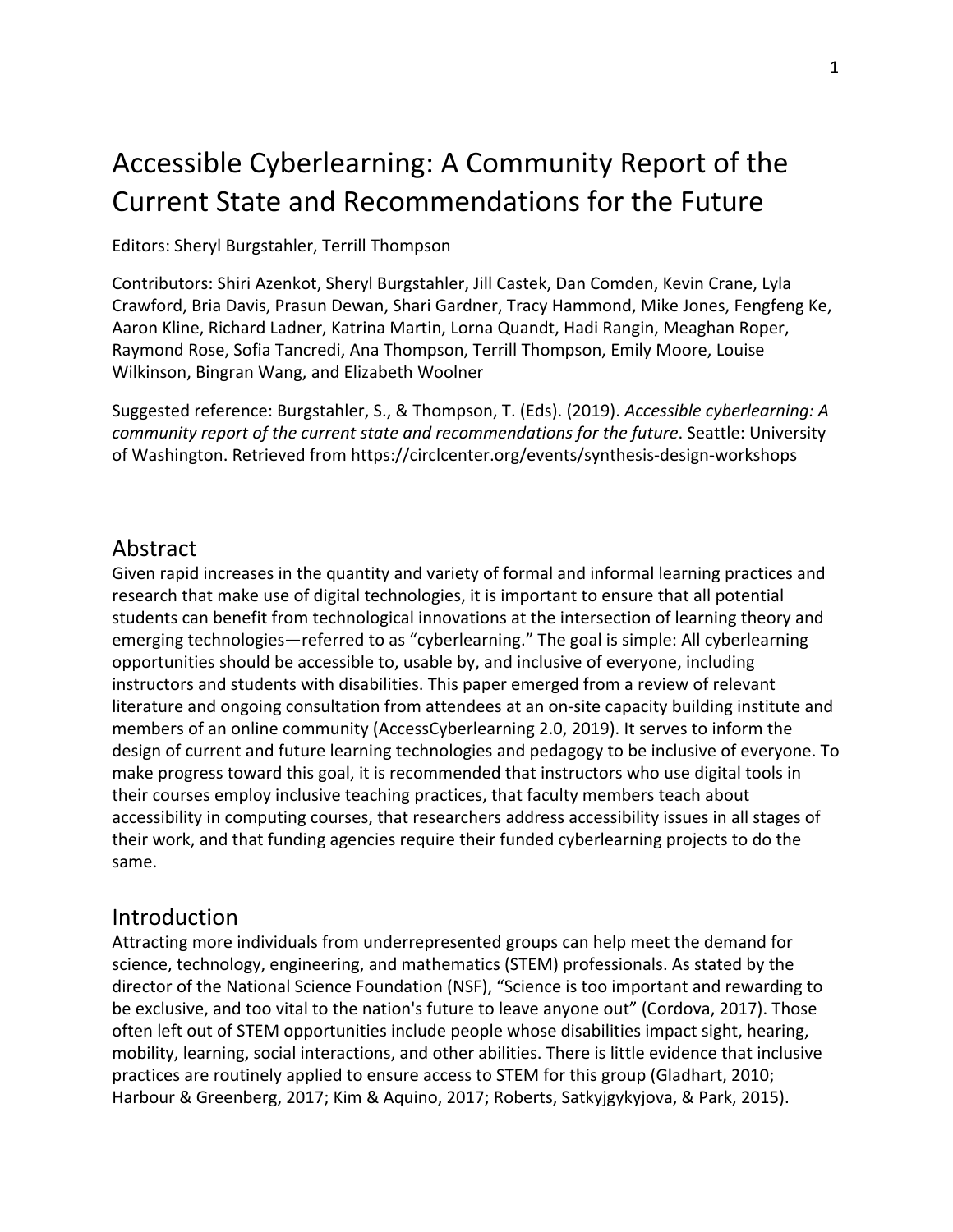# Accessible Cyberlearning: A Community Report of the Current State and Recommendations for the Future

Editors: Sheryl Burgstahler, Terrill Thompson

Contributors: Shiri Azenkot, Sheryl Burgstahler, Jill Castek, Dan Comden, Kevin Crane, Lyla Crawford, Bria Davis, Prasun Dewan, Shari Gardner, Tracy Hammond, Mike Jones, Fengfeng Ke, Aaron Kline, Richard Ladner, Katrina Martin, Lorna Quandt, Hadi Rangin, Meaghan Roper, Raymond Rose, Sofia Tancredi, Ana Thompson, Terrill Thompson, Emily Moore, Louise Wilkinson, Bingran Wang, and Elizabeth Woolner

Suggested reference: Burgstahler, S., & Thompson, T. (Eds). (2019). *Accessible cyberlearning: A community report of the current state and recommendations for the future*. Seattle: University of Washington. Retrieved from https://circlcenter.org/events/synthesis-design-workshops

## Abstract

Given rapid increases in the quantity and variety of formal and informal learning practices and research that make use of digital technologies, it is important to ensure that all potential students can benefit from technological innovations at the intersection of learning theory and emerging technologies—referred to as "cyberlearning." The goal is simple: All cyberlearning opportunities should be accessible to, usable by, and inclusive of everyone, including instructors and students with disabilities. This paper emerged from a review of relevant literature and ongoing consultation from attendees at an on-site capacity building institute and members of an online community (AccessCyberlearning 2.0, 2019). It serves to inform the design of current and future learning technologies and pedagogy to be inclusive of everyone. To make progress toward this goal, it is recommended that instructors who use digital tools in their courses employ inclusive teaching practices, that faculty members teach about accessibility in computing courses, that researchers address accessibility issues in all stages of their work, and that funding agencies require their funded cyberlearning projects to do the same.

## Introduction

Attracting more individuals from underrepresented groups can help meet the demand for science, technology, engineering, and mathematics (STEM) professionals. As stated by the director of the National Science Foundation (NSF), "Science is too important and rewarding to be exclusive, and too vital to the nation's future to leave anyone out" (Cordova, 2017). Those often left out of STEM opportunities include people whose disabilities impact sight, hearing, mobility, learning, social interactions, and other abilities. There is little evidence that inclusive practices are routinely applied to ensure access to STEM for this group (Gladhart, 2010; Harbour & Greenberg, 2017; Kim & Aquino, 2017; Roberts, Satkyjgykyjova, & Park, 2015).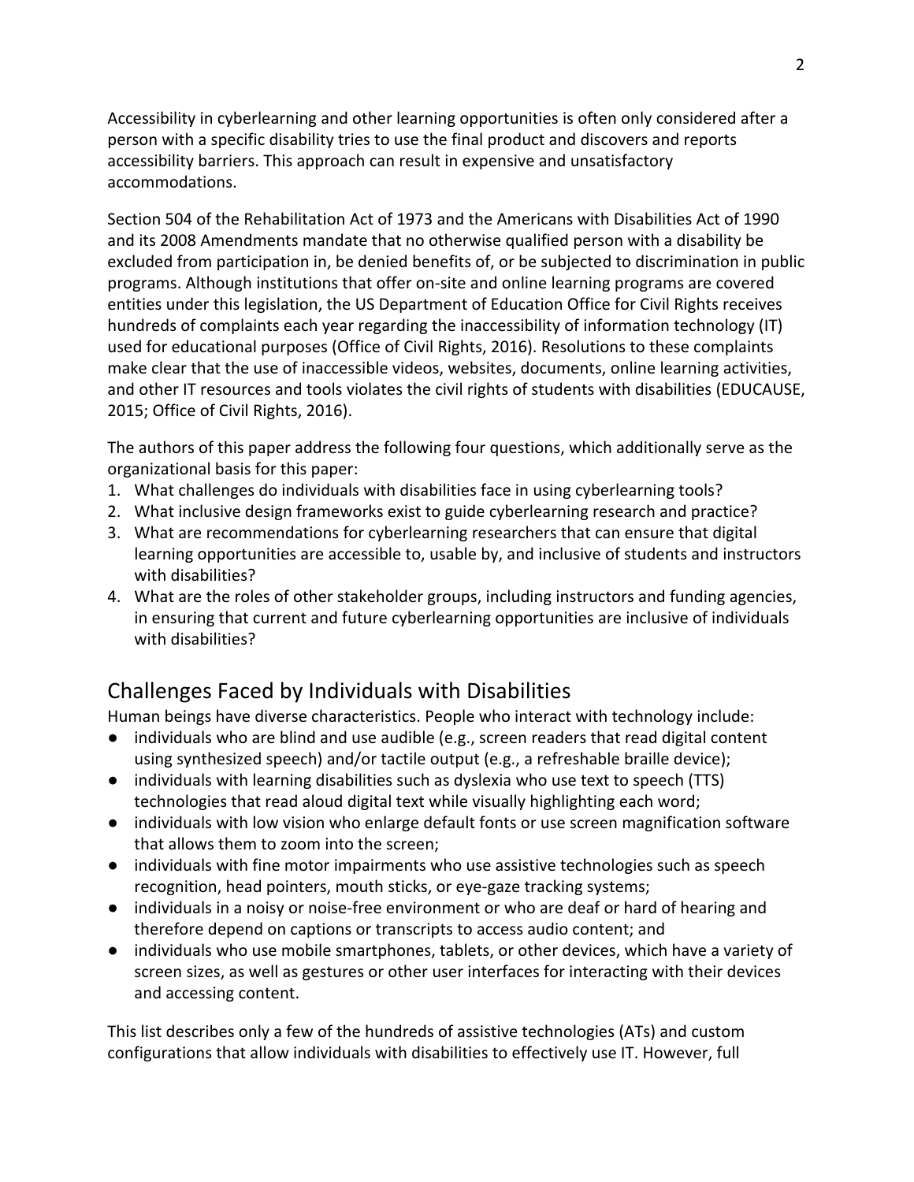Accessibility in cyberlearning and other learning opportunities is often only considered after a person with a specific disability tries to use the final product and discovers and reports accessibility barriers. This approach can result in expensive and unsatisfactory accommodations.

Section 504 of the Rehabilitation Act of 1973 and the Americans with Disabilities Act of 1990 and its 2008 Amendments mandate that no otherwise qualified person with a disability be excluded from participation in, be denied benefits of, or be subjected to discrimination in public programs. Although institutions that offer on-site and online learning programs are covered entities under this legislation, the US Department of Education Office for Civil Rights receives hundreds of complaints each year regarding the inaccessibility of information technology (IT) used for educational purposes (Office of Civil Rights, 2016). Resolutions to these complaints make clear that the use of inaccessible videos, websites, documents, online learning activities, and other IT resources and tools violates the civil rights of students with disabilities (EDUCAUSE, 2015; Office of Civil Rights, 2016).

The authors of this paper address the following four questions, which additionally serve as the organizational basis for this paper:

1. What challenges do individuals with disabilities face in using cyberlearning tools?
2. What inclusive design frameworks exist to guide cyberlearning research and practice?
3. What are recommendations for cyberlearning researchers that can ensure that digital learning opportunities are accessible to, usable by, and inclusive of students and instructors with disabilities?
4. What are the roles of other stakeholder groups, including instructors and funding agencies, in ensuring that current and future cyberlearning opportunities are inclusive of individuals with disabilities?

## Challenges Faced by Individuals with Disabilities

Human beings have diverse characteristics. People who interact with technology include:

- individuals who are blind and use audible (e.g., screen readers that read digital content using synthesized speech) and/or tactile output (e.g., a refreshable braille device);
- individuals with learning disabilities such as dyslexia who use text to speech (TTS) technologies that read aloud digital text while visually highlighting each word;
- individuals with low vision who enlarge default fonts or use screen magnification software that allows them to zoom into the screen;
- individuals with fine motor impairments who use assistive technologies such as speech recognition, head pointers, mouth sticks, or eye-gaze tracking systems;
- individuals in a noisy or noise-free environment or who are deaf or hard of hearing and therefore depend on captions or transcripts to access audio content; and
- individuals who use mobile smartphones, tablets, or other devices, which have a variety of screen sizes, as well as gestures or other user interfaces for interacting with their devices and accessing content.

This list describes only a few of the hundreds of assistive technologies (ATs) and custom configurations that allow individuals with disabilities to effectively use IT. However, full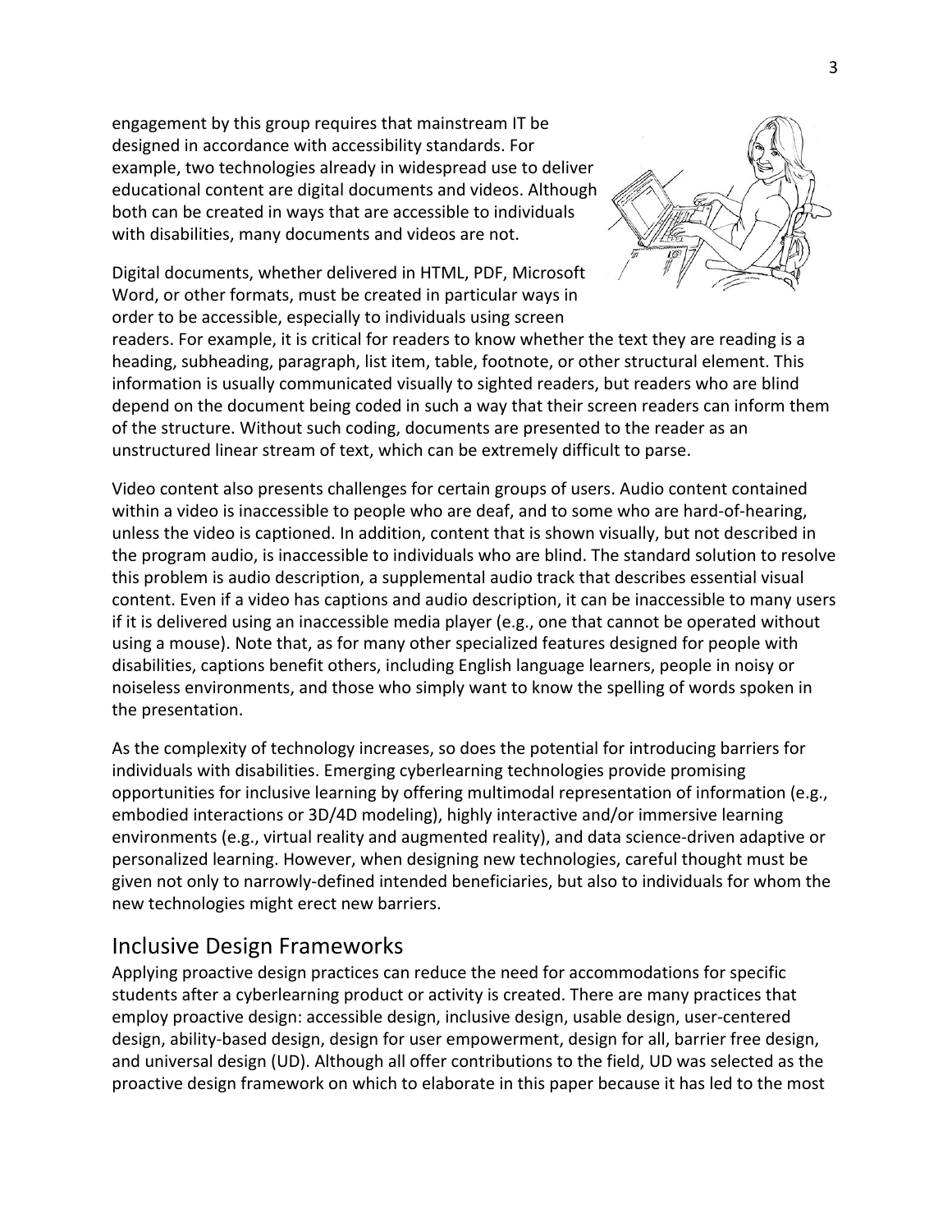engagement by this group requires that mainstream IT be designed in accordance with accessibility standards. For example, two technologies already in widespread use to deliver educational content are digital documents and videos. Although both can be created in ways that are accessible to individuals with disabilities, many documents and videos are not.

Digital documents, whether delivered in HTML, PDF, Microsoft Word, or other formats, must be created in particular ways in order to be accessible, especially to individuals using screen readers. For example, it is critical for readers to know whether the text they are reading is a heading, subheading, paragraph, list item, table, footnote, or other structural element. This information is usually communicated visually to sighted readers, but readers who are blind depend on the document being coded in such a way that their screen readers can inform them of the structure. Without such coding, documents are presented to the reader as an unstructured linear stream of text, which can be extremely difficult to parse.

Video content also presents challenges for certain groups of users. Audio content contained within a video is inaccessible to people who are deaf, and to some who are hard-of-hearing, unless the video is captioned. In addition, content that is shown visually, but not described in the program audio, is inaccessible to individuals who are blind. The standard solution to resolve this problem is audio description, a supplemental audio track that describes essential visual content. Even if a video has captions and audio description, it can be inaccessible to many users if it is delivered using an inaccessible media player (e.g., one that cannot be operated without using a mouse). Note that, as for many other specialized features designed for people with disabilities, captions benefit others, including English language learners, people in noisy or noiseless environments, and those who simply want to know the spelling of words spoken in the presentation.

As the complexity of technology increases, so does the potential for introducing barriers for individuals with disabilities. Emerging cyberlearning technologies provide promising opportunities for inclusive learning by offering multimodal representation of information (e.g., embodied interactions or 3D/4D modeling), highly interactive and/or immersive learning environments (e.g., virtual reality and augmented reality), and data science-driven adaptive or personalized learning. However, when designing new technologies, careful thought must be given not only to narrowly-defined intended beneficiaries, but also to individuals for whom the new technologies might erect new barriers.

## Inclusive Design Frameworks

Applying proactive design practices can reduce the need for accommodations for specific students after a cyberlearning product or activity is created. There are many practices that employ proactive design: accessible design, inclusive design, usable design, user-centered design, ability-based design, design for user empowerment, design for all, barrier free design, and universal design (UD). Although all offer contributions to the field, UD was selected as the proactive design framework on which to elaborate in this paper because it has led to the most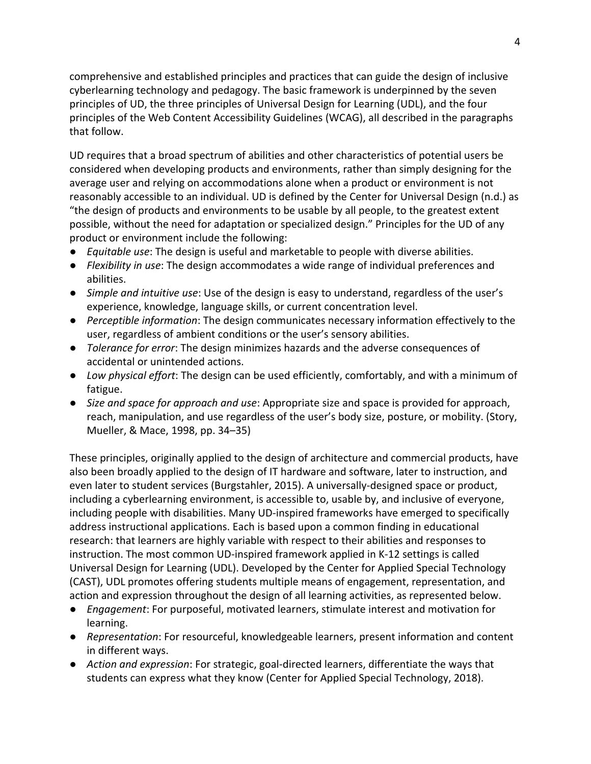comprehensive and established principles and practices that can guide the design of inclusive cyberlearning technology and pedagogy. The basic framework is underpinned by the seven principles of UD, the three principles of Universal Design for Learning (UDL), and the four principles of the Web Content Accessibility Guidelines (WCAG), all described in the paragraphs that follow.

UD requires that a broad spectrum of abilities and other characteristics of potential users be considered when developing products and environments, rather than simply designing for the average user and relying on accommodations alone when a product or environment is not reasonably accessible to an individual. UD is defined by the Center for Universal Design (n.d.) as "the design of products and environments to be usable by all people, to the greatest extent possible, without the need for adaptation or specialized design." Principles for the UD of any product or environment include the following:

- *Equitable use*: The design is useful and marketable to people with diverse abilities.
- *Flexibility in use*: The design accommodates a wide range of individual preferences and abilities.
- *Simple and intuitive use*: Use of the design is easy to understand, regardless of the user's experience, knowledge, language skills, or current concentration level.
- *Perceptible information*: The design communicates necessary information effectively to the user, regardless of ambient conditions or the user's sensory abilities.
- *Tolerance for error*: The design minimizes hazards and the adverse consequences of accidental or unintended actions.
- *Low physical effort*: The design can be used efficiently, comfortably, and with a minimum of fatigue.
- *Size and space for approach and use*: Appropriate size and space is provided for approach, reach, manipulation, and use regardless of the user's body size, posture, or mobility. (Story, Mueller, & Mace, 1998, pp. 34–35)

These principles, originally applied to the design of architecture and commercial products, have also been broadly applied to the design of IT hardware and software, later to instruction, and even later to student services (Burgstahler, 2015). A universally-designed space or product, including a cyberlearning environment, is accessible to, usable by, and inclusive of everyone, including people with disabilities. Many UD-inspired frameworks have emerged to specifically address instructional applications. Each is based upon a common finding in educational research: that learners are highly variable with respect to their abilities and responses to instruction. The most common UD-inspired framework applied in K-12 settings is called Universal Design for Learning (UDL). Developed by the Center for Applied Special Technology (CAST), UDL promotes offering students multiple means of engagement, representation, and action and expression throughout the design of all learning activities, as represented below.

- *Engagement*: For purposeful, motivated learners, stimulate interest and motivation for learning.
- *Representation*: For resourceful, knowledgeable learners, present information and content in different ways.
- *Action and expression*: For strategic, goal-directed learners, differentiate the ways that students can express what they know (Center for Applied Special Technology, 2018).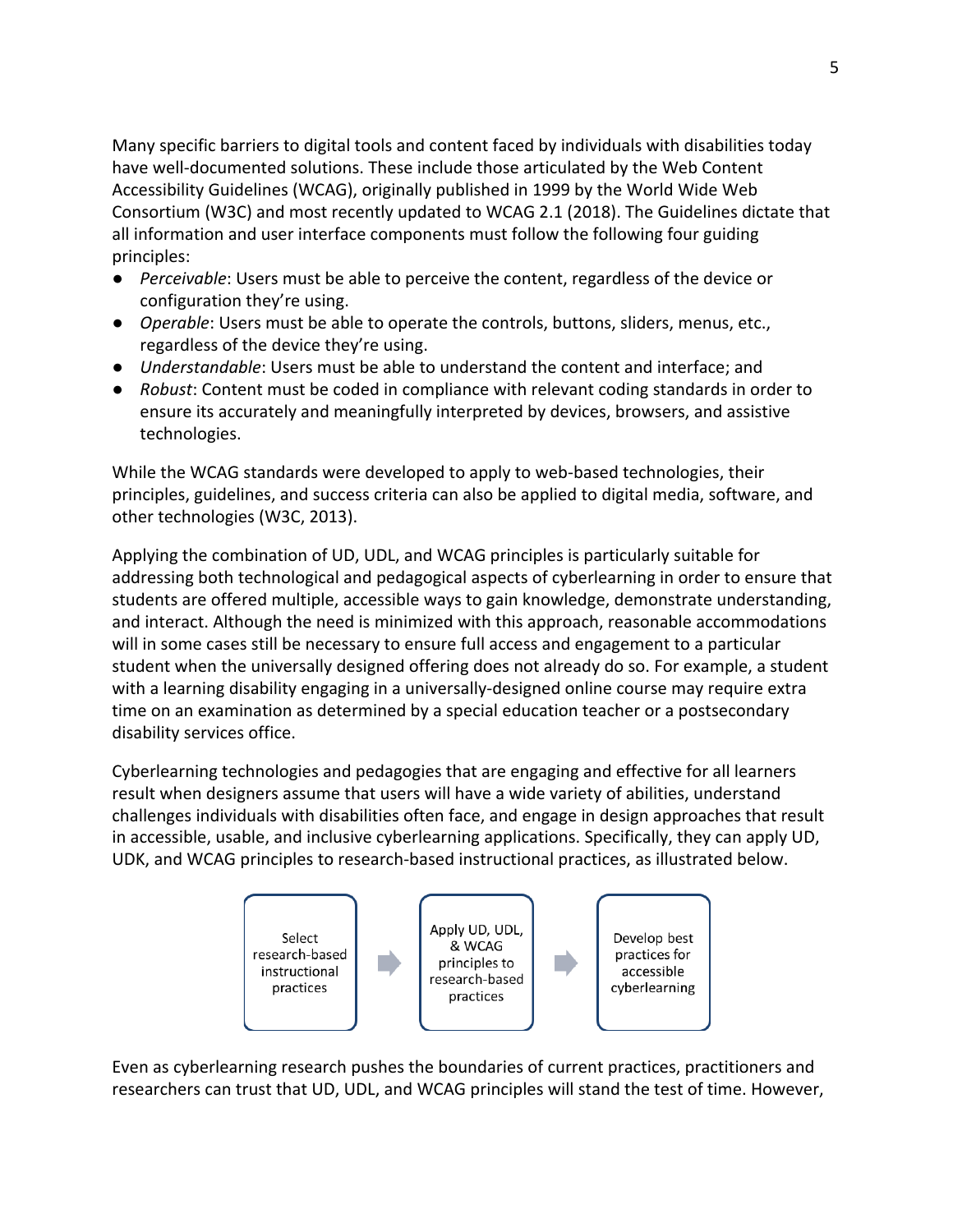Many specific barriers to digital tools and content faced by individuals with disabilities today have well-documented solutions. These include those articulated by the Web Content Accessibility Guidelines (WCAG), originally published in 1999 by the World Wide Web Consortium (W3C) and most recently updated to WCAG 2.1 (2018). The Guidelines dictate that all information and user interface components must follow the following four guiding principles:

- *Perceivable*: Users must be able to perceive the content, regardless of the device or configuration they're using.
- *Operable*: Users must be able to operate the controls, buttons, sliders, menus, etc., regardless of the device they're using.
- *Understandable*: Users must be able to understand the content and interface; and
- *Robust*: Content must be coded in compliance with relevant coding standards in order to ensure its accurately and meaningfully interpreted by devices, browsers, and assistive technologies.

While the WCAG standards were developed to apply to web-based technologies, their principles, guidelines, and success criteria can also be applied to digital media, software, and other technologies (W3C, 2013).

Applying the combination of UD, UDL, and WCAG principles is particularly suitable for addressing both technological and pedagogical aspects of cyberlearning in order to ensure that students are offered multiple, accessible ways to gain knowledge, demonstrate understanding, and interact. Although the need is minimized with this approach, reasonable accommodations will in some cases still be necessary to ensure full access and engagement to a particular student when the universally designed offering does not already do so. For example, a student with a learning disability engaging in a universally-designed online course may require extra time on an examination as determined by a special education teacher or a postsecondary disability services office.

Cyberlearning technologies and pedagogies that are engaging and effective for all learners result when designers assume that users will have a wide variety of abilities, understand challenges individuals with disabilities often face, and engage in design approaches that result in accessible, usable, and inclusive cyberlearning applications. Specifically, they can apply UD, UDK, and WCAG principles to research-based instructional practices, as illustrated below.

Select research-based instructional practices → Apply UD, UDL, & WCAG principles to research-based practices → Develop best practices for accessible cyberlearning

Even as cyberlearning research pushes the boundaries of current practices, practitioners and researchers can trust that UD, UDL, and WCAG principles will stand the test of time. However,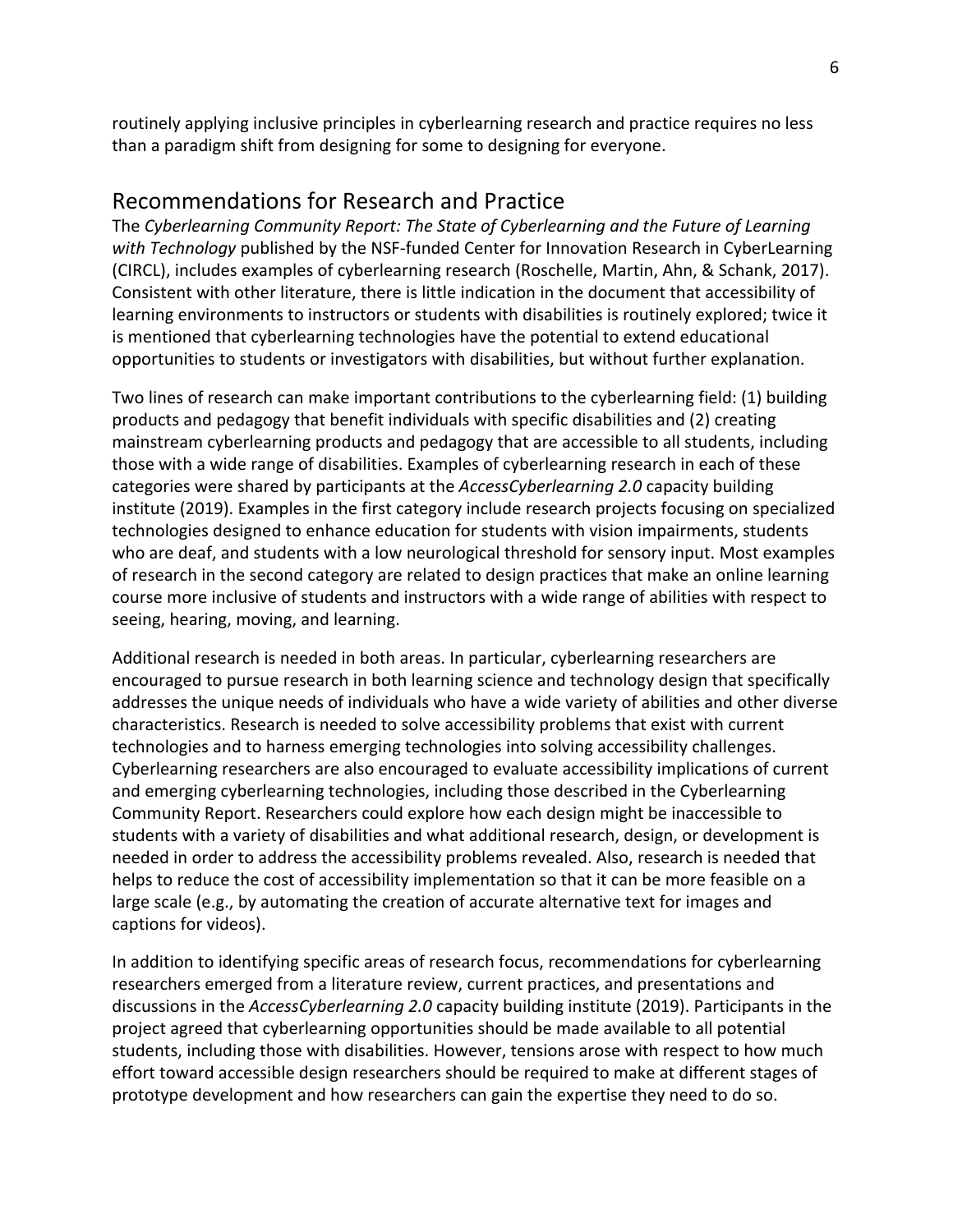routinely applying inclusive principles in cyberlearning research and practice requires no less than a paradigm shift from designing for some to designing for everyone.

## Recommendations for Research and Practice

The *Cyberlearning Community Report: The State of Cyberlearning and the Future of Learning with Technology* published by the NSF-funded Center for Innovation Research in CyberLearning (CIRCL), includes examples of cyberlearning research (Roschelle, Martin, Ahn, & Schank, 2017). Consistent with other literature, there is little indication in the document that accessibility of learning environments to instructors or students with disabilities is routinely explored; twice it is mentioned that cyberlearning technologies have the potential to extend educational opportunities to students or investigators with disabilities, but without further explanation.

Two lines of research can make important contributions to the cyberlearning field: (1) building products and pedagogy that benefit individuals with specific disabilities and (2) creating mainstream cyberlearning products and pedagogy that are accessible to all students, including those with a wide range of disabilities. Examples of cyberlearning research in each of these categories were shared by participants at the *AccessCyberlearning 2.0* capacity building institute (2019). Examples in the first category include research projects focusing on specialized technologies designed to enhance education for students with vision impairments, students who are deaf, and students with a low neurological threshold for sensory input. Most examples of research in the second category are related to design practices that make an online learning course more inclusive of students and instructors with a wide range of abilities with respect to seeing, hearing, moving, and learning.

Additional research is needed in both areas. In particular, cyberlearning researchers are encouraged to pursue research in both learning science and technology design that specifically addresses the unique needs of individuals who have a wide variety of abilities and other diverse characteristics. Research is needed to solve accessibility problems that exist with current technologies and to harness emerging technologies into solving accessibility challenges. Cyberlearning researchers are also encouraged to evaluate accessibility implications of current and emerging cyberlearning technologies, including those described in the Cyberlearning Community Report. Researchers could explore how each design might be inaccessible to students with a variety of disabilities and what additional research, design, or development is needed in order to address the accessibility problems revealed. Also, research is needed that helps to reduce the cost of accessibility implementation so that it can be more feasible on a large scale (e.g., by automating the creation of accurate alternative text for images and captions for videos).

In addition to identifying specific areas of research focus, recommendations for cyberlearning researchers emerged from a literature review, current practices, and presentations and discussions in the *AccessCyberlearning 2.0* capacity building institute (2019). Participants in the project agreed that cyberlearning opportunities should be made available to all potential students, including those with disabilities. However, tensions arose with respect to how much effort toward accessible design researchers should be required to make at different stages of prototype development and how researchers can gain the expertise they need to do so.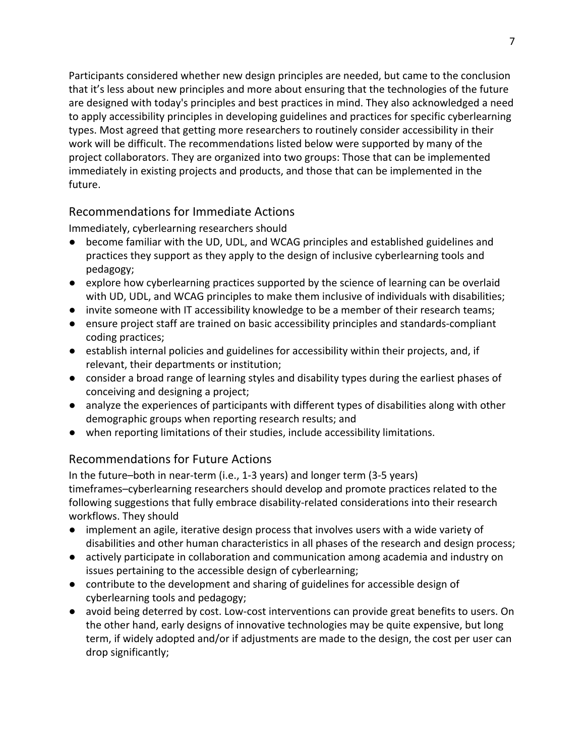Participants considered whether new design principles are needed, but came to the conclusion that it's less about new principles and more about ensuring that the technologies of the future are designed with today's principles and best practices in mind. They also acknowledged a need to apply accessibility principles in developing guidelines and practices for specific cyberlearning types. Most agreed that getting more researchers to routinely consider accessibility in their work will be difficult. The recommendations listed below were supported by many of the project collaborators. They are organized into two groups: Those that can be implemented immediately in existing projects and products, and those that can be implemented in the future.

## Recommendations for Immediate Actions

Immediately, cyberlearning researchers should

- become familiar with the UD, UDL, and WCAG principles and established guidelines and practices they support as they apply to the design of inclusive cyberlearning tools and pedagogy;
- explore how cyberlearning practices supported by the science of learning can be overlaid with UD, UDL, and WCAG principles to make them inclusive of individuals with disabilities;
- invite someone with IT accessibility knowledge to be a member of their research teams;
- ensure project staff are trained on basic accessibility principles and standards-compliant coding practices;
- establish internal policies and guidelines for accessibility within their projects, and, if relevant, their departments or institution;
- consider a broad range of learning styles and disability types during the earliest phases of conceiving and designing a project;
- analyze the experiences of participants with different types of disabilities along with other demographic groups when reporting research results; and
- when reporting limitations of their studies, include accessibility limitations.

## Recommendations for Future Actions

In the future–both in near-term (i.e., 1-3 years) and longer term (3-5 years) timeframes–cyberlearning researchers should develop and promote practices related to the following suggestions that fully embrace disability-related considerations into their research workflows. They should

- implement an agile, iterative design process that involves users with a wide variety of disabilities and other human characteristics in all phases of the research and design process;
- actively participate in collaboration and communication among academia and industry on issues pertaining to the accessible design of cyberlearning;
- contribute to the development and sharing of guidelines for accessible design of cyberlearning tools and pedagogy;
- avoid being deterred by cost. Low-cost interventions can provide great benefits to users. On the other hand, early designs of innovative technologies may be quite expensive, but long term, if widely adopted and/or if adjustments are made to the design, the cost per user can drop significantly;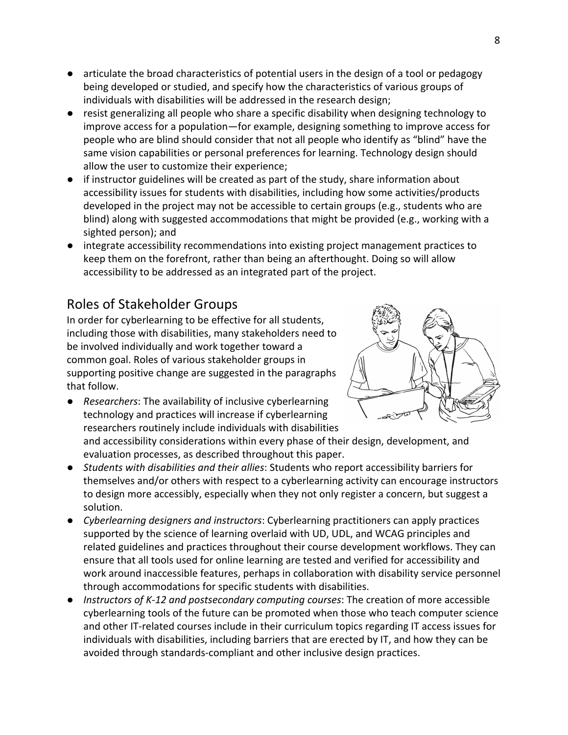- articulate the broad characteristics of potential users in the design of a tool or pedagogy being developed or studied, and specify how the characteristics of various groups of individuals with disabilities will be addressed in the research design;
- resist generalizing all people who share a specific disability when designing technology to improve access for a population—for example, designing something to improve access for people who are blind should consider that not all people who identify as "blind" have the same vision capabilities or personal preferences for learning. Technology design should allow the user to customize their experience;
- if instructor guidelines will be created as part of the study, share information about accessibility issues for students with disabilities, including how some activities/products developed in the project may not be accessible to certain groups (e.g., students who are blind) along with suggested accommodations that might be provided (e.g., working with a sighted person); and
- integrate accessibility recommendations into existing project management practices to keep them on the forefront, rather than being an afterthought. Doing so will allow accessibility to be addressed as an integrated part of the project.

## Roles of Stakeholder Groups

In order for cyberlearning to be effective for all students, including those with disabilities, many stakeholders need to be involved individually and work together toward a common goal. Roles of various stakeholder groups in supporting positive change are suggested in the paragraphs that follow.

- *Researchers*: The availability of inclusive cyberlearning technology and practices will increase if cyberlearning researchers routinely include individuals with disabilities and accessibility considerations within every phase of their design, development, and evaluation processes, as described throughout this paper.
- *Students with disabilities and their allies*: Students who report accessibility barriers for themselves and/or others with respect to a cyberlearning activity can encourage instructors to design more accessibly, especially when they not only register a concern, but suggest a solution.
- *Cyberlearning designers and instructors*: Cyberlearning practitioners can apply practices supported by the science of learning overlaid with UD, UDL, and WCAG principles and related guidelines and practices throughout their course development workflows. They can ensure that all tools used for online learning are tested and verified for accessibility and work around inaccessible features, perhaps in collaboration with disability service personnel through accommodations for specific students with disabilities.
- *Instructors of K-12 and postsecondary computing courses*: The creation of more accessible cyberlearning tools of the future can be promoted when those who teach computer science and other IT-related courses include in their curriculum topics regarding IT access issues for individuals with disabilities, including barriers that are erected by IT, and how they can be avoided through standards-compliant and other inclusive design practices.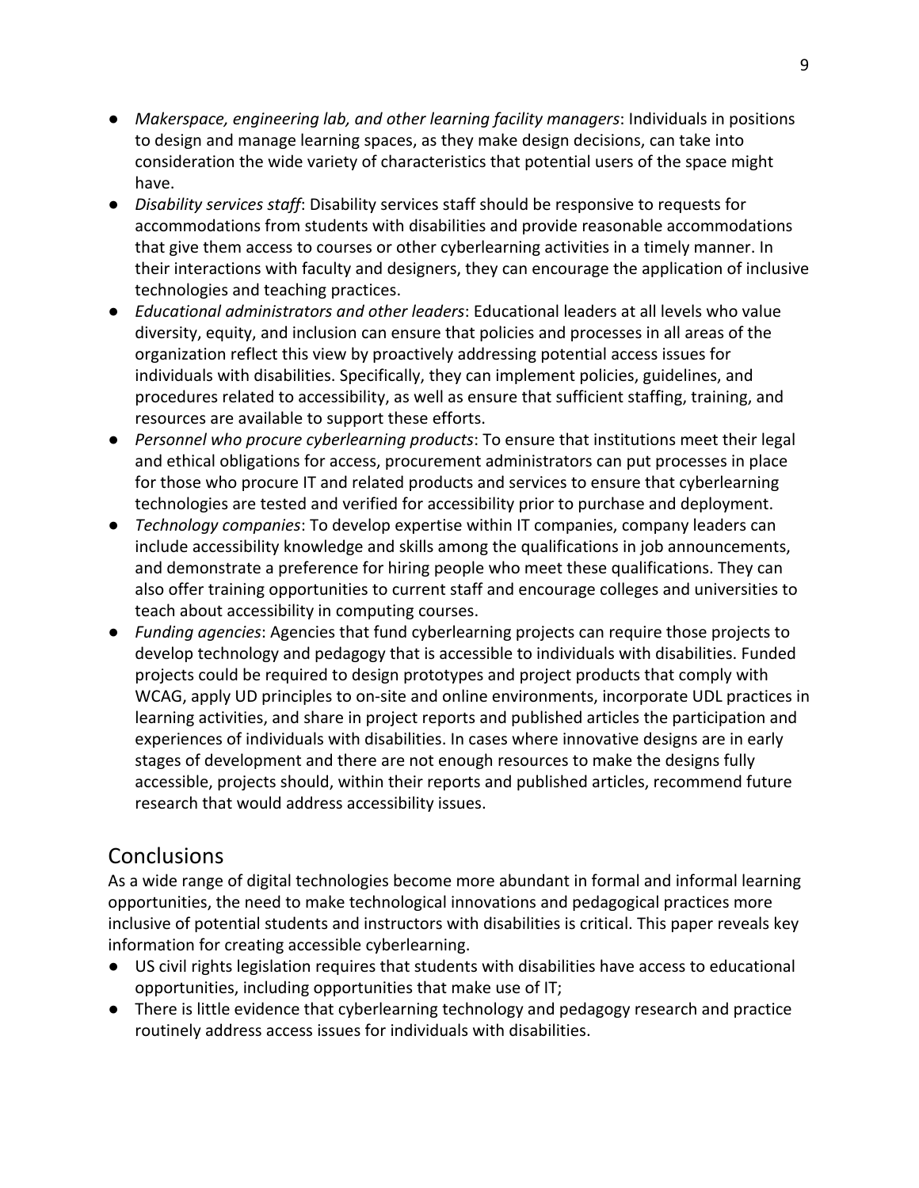- *Makerspace, engineering lab, and other learning facility managers*: Individuals in positions to design and manage learning spaces, as they make design decisions, can take into consideration the wide variety of characteristics that potential users of the space might have.
- *Disability services staff*: Disability services staff should be responsive to requests for accommodations from students with disabilities and provide reasonable accommodations that give them access to courses or other cyberlearning activities in a timely manner. In their interactions with faculty and designers, they can encourage the application of inclusive technologies and teaching practices.
- *Educational administrators and other leaders*: Educational leaders at all levels who value diversity, equity, and inclusion can ensure that policies and processes in all areas of the organization reflect this view by proactively addressing potential access issues for individuals with disabilities. Specifically, they can implement policies, guidelines, and procedures related to accessibility, as well as ensure that sufficient staffing, training, and resources are available to support these efforts.
- *Personnel who procure cyberlearning products*: To ensure that institutions meet their legal and ethical obligations for access, procurement administrators can put processes in place for those who procure IT and related products and services to ensure that cyberlearning technologies are tested and verified for accessibility prior to purchase and deployment.
- *Technology companies*: To develop expertise within IT companies, company leaders can include accessibility knowledge and skills among the qualifications in job announcements, and demonstrate a preference for hiring people who meet these qualifications. They can also offer training opportunities to current staff and encourage colleges and universities to teach about accessibility in computing courses.
- *Funding agencies*: Agencies that fund cyberlearning projects can require those projects to develop technology and pedagogy that is accessible to individuals with disabilities. Funded projects could be required to design prototypes and project products that comply with WCAG, apply UD principles to on-site and online environments, incorporate UDL practices in learning activities, and share in project reports and published articles the participation and experiences of individuals with disabilities. In cases where innovative designs are in early stages of development and there are not enough resources to make the designs fully accessible, projects should, within their reports and published articles, recommend future research that would address accessibility issues.

## Conclusions

As a wide range of digital technologies become more abundant in formal and informal learning opportunities, the need to make technological innovations and pedagogical practices more inclusive of potential students and instructors with disabilities is critical. This paper reveals key information for creating accessible cyberlearning.

- US civil rights legislation requires that students with disabilities have access to educational opportunities, including opportunities that make use of IT;
- There is little evidence that cyberlearning technology and pedagogy research and practice routinely address access issues for individuals with disabilities.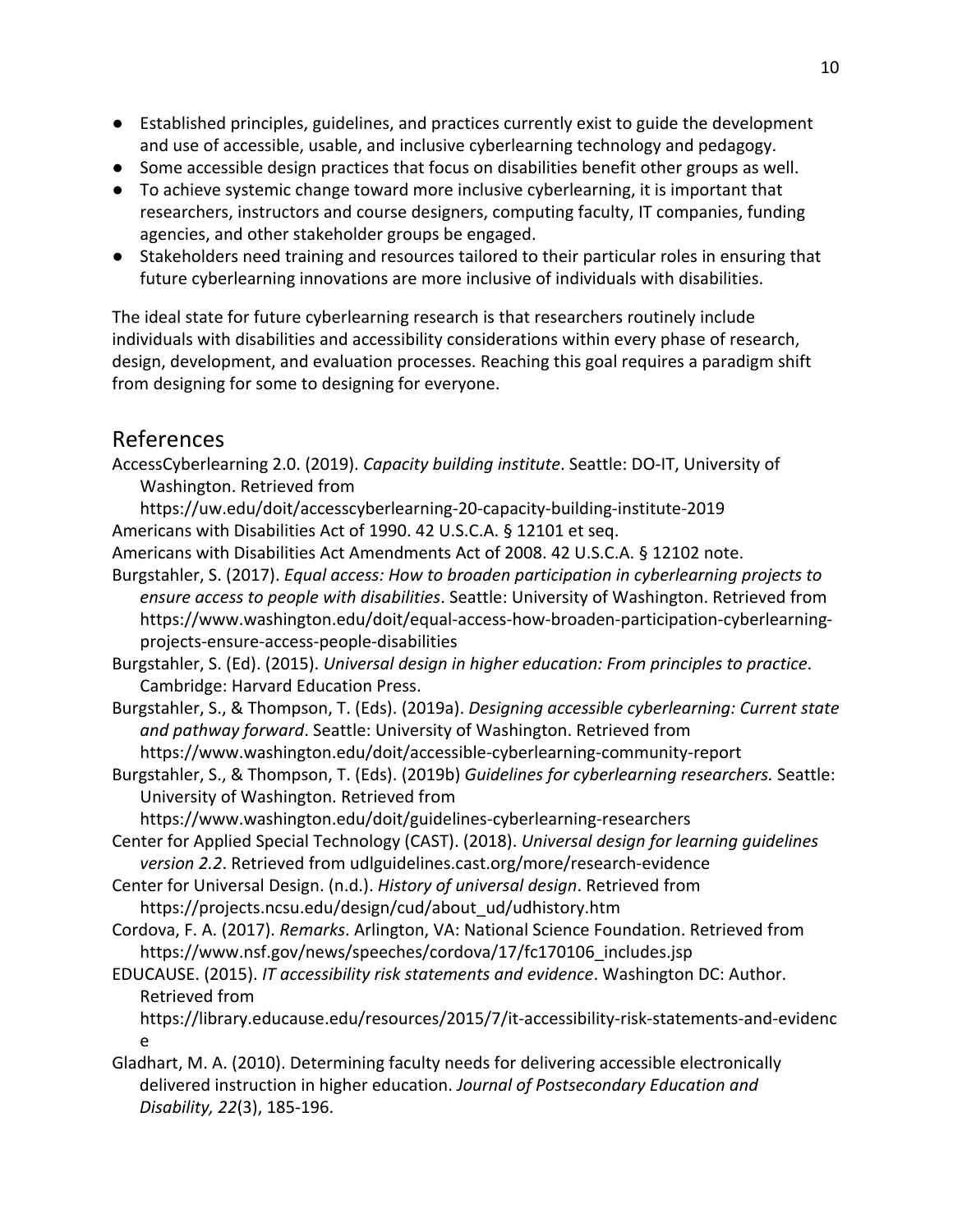- Established principles, guidelines, and practices currently exist to guide the development and use of accessible, usable, and inclusive cyberlearning technology and pedagogy.
- Some accessible design practices that focus on disabilities benefit other groups as well.
- To achieve systemic change toward more inclusive cyberlearning, it is important that researchers, instructors and course designers, computing faculty, IT companies, funding agencies, and other stakeholder groups be engaged.
- Stakeholders need training and resources tailored to their particular roles in ensuring that future cyberlearning innovations are more inclusive of individuals with disabilities.

The ideal state for future cyberlearning research is that researchers routinely include individuals with disabilities and accessibility considerations within every phase of research, design, development, and evaluation processes. Reaching this goal requires a paradigm shift from designing for some to designing for everyone.

## References

AccessCyberlearning 2.0. (2019). *Capacity building institute*. Seattle: DO-IT, University of Washington. Retrieved from https://uw.edu/doit/accesscyberlearning-20-capacity-building-institute-2019

Americans with Disabilities Act of 1990. 42 U.S.C.A. § 12101 et seq.

Americans with Disabilities Act Amendments Act of 2008. 42 U.S.C.A. § 12102 note.

Burgstahler, S. (2017). *Equal access: How to broaden participation in cyberlearning projects to ensure access to people with disabilities*. Seattle: University of Washington. Retrieved from https://www.washington.edu/doit/equal-access-how-broaden-participation-cyberlearning-projects-ensure-access-people-disabilities

Burgstahler, S. (Ed). (2015). *Universal design in higher education: From principles to practice*. Cambridge: Harvard Education Press.

Burgstahler, S., & Thompson, T. (Eds). (2019a). *Designing accessible cyberlearning: Current state and pathway forward*. Seattle: University of Washington. Retrieved from https://www.washington.edu/doit/accessible-cyberlearning-community-report

Burgstahler, S., & Thompson, T. (Eds). (2019b) *Guidelines for cyberlearning researchers.* Seattle: University of Washington. Retrieved from https://www.washington.edu/doit/guidelines-cyberlearning-researchers

Center for Applied Special Technology (CAST). (2018). *Universal design for learning guidelines version 2.2*. Retrieved from udlguidelines.cast.org/more/research-evidence

Center for Universal Design. (n.d.). *History of universal design*. Retrieved from https://projects.ncsu.edu/design/cud/about_ud/udhistory.htm

Cordova, F. A. (2017). *Remarks*. Arlington, VA: National Science Foundation. Retrieved from https://www.nsf.gov/news/speeches/cordova/17/fc170106_includes.jsp

EDUCAUSE. (2015). *IT accessibility risk statements and evidence*. Washington DC: Author. Retrieved from https://library.educause.edu/resources/2015/7/it-accessibility-risk-statements-and-evidence

Gladhart, M. A. (2010). Determining faculty needs for delivering accessible electronically delivered instruction in higher education. *Journal of Postsecondary Education and Disability, 22*(3), 185-196.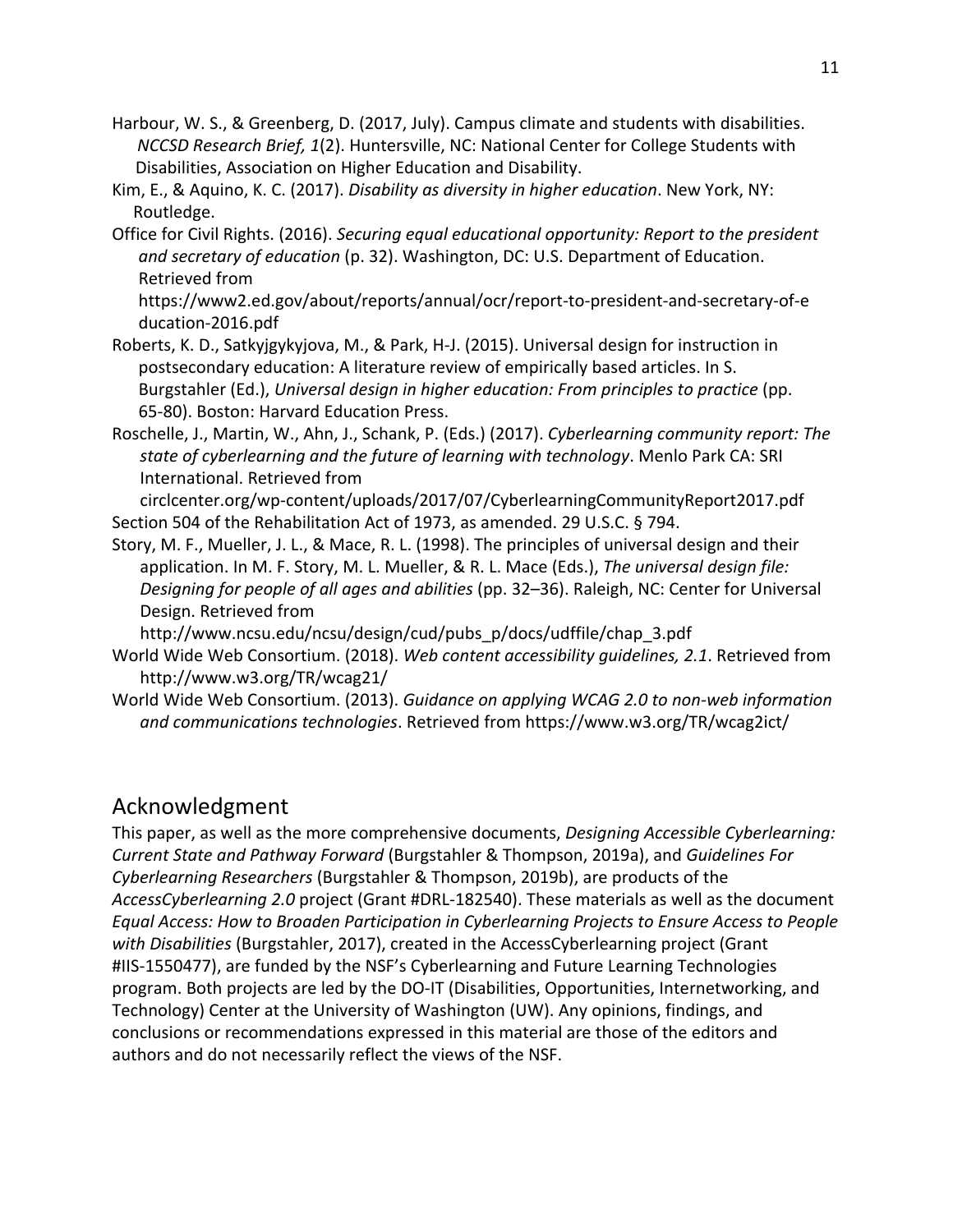Harbour, W. S., & Greenberg, D. (2017, July). Campus climate and students with disabilities. *NCCSD Research Brief, 1*(2). Huntersville, NC: National Center for College Students with Disabilities, Association on Higher Education and Disability.

Kim, E., & Aquino, K. C. (2017). *Disability as diversity in higher education*. New York, NY: Routledge.

Office for Civil Rights. (2016). *Securing equal educational opportunity: Report to the president and secretary of education* (p. 32). Washington, DC: U.S. Department of Education. Retrieved from https://www2.ed.gov/about/reports/annual/ocr/report-to-president-and-secretary-of-education-2016.pdf

Roberts, K. D., Satkyjgykyjova, M., & Park, H-J. (2015). Universal design for instruction in postsecondary education: A literature review of empirically based articles. In S. Burgstahler (Ed.), *Universal design in higher education: From principles to practice* (pp. 65-80). Boston: Harvard Education Press.

Roschelle, J., Martin, W., Ahn, J., Schank, P. (Eds.) (2017). *Cyberlearning community report: The state of cyberlearning and the future of learning with technology*. Menlo Park CA: SRI International. Retrieved from circlcenter.org/wp-content/uploads/2017/07/CyberlearningCommunityReport2017.pdf

Section 504 of the Rehabilitation Act of 1973, as amended. 29 U.S.C. § 794.

Story, M. F., Mueller, J. L., & Mace, R. L. (1998). The principles of universal design and their application. In M. F. Story, M. L. Mueller, & R. L. Mace (Eds.), *The universal design file: Designing for people of all ages and abilities* (pp. 32–36). Raleigh, NC: Center for Universal Design. Retrieved from http://www.ncsu.edu/ncsu/design/cud/pubs_p/docs/udffile/chap_3.pdf

World Wide Web Consortium. (2018). *Web content accessibility guidelines, 2.1*. Retrieved from http://www.w3.org/TR/wcag21/

World Wide Web Consortium. (2013). *Guidance on applying WCAG 2.0 to non-web information and communications technologies*. Retrieved from https://www.w3.org/TR/wcag2ict/

## Acknowledgment

This paper, as well as the more comprehensive documents, *Designing Accessible Cyberlearning: Current State and Pathway Forward* (Burgstahler & Thompson, 2019a), and *Guidelines For Cyberlearning Researchers* (Burgstahler & Thompson, 2019b), are products of the *AccessCyberlearning 2.0* project (Grant #DRL-182540). These materials as well as the document *Equal Access: How to Broaden Participation in Cyberlearning Projects to Ensure Access to People with Disabilities* (Burgstahler, 2017), created in the AccessCyberlearning project (Grant #IIS-1550477), are funded by the NSF's Cyberlearning and Future Learning Technologies program. Both projects are led by the DO-IT (Disabilities, Opportunities, Internetworking, and Technology) Center at the University of Washington (UW). Any opinions, findings, and conclusions or recommendations expressed in this material are those of the editors and authors and do not necessarily reflect the views of the NSF.